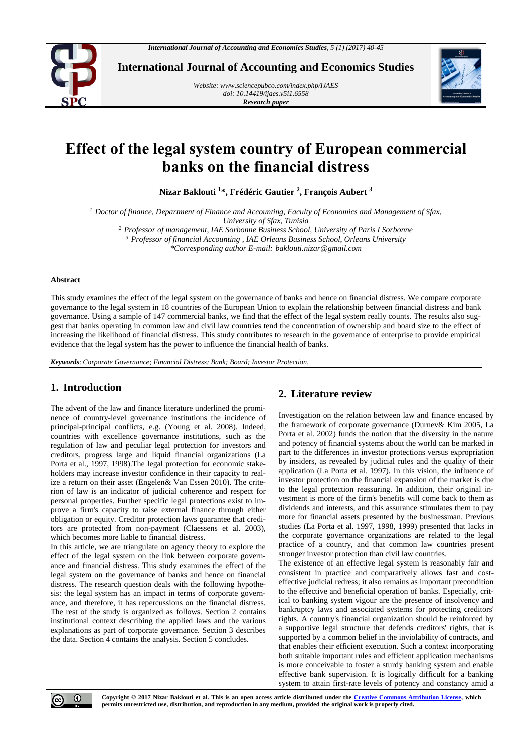# Effect of the legal system country of European commercial banks on the financial distress

**Nizar Baklouti [1]*, Frédéric Gautier [2], François Aubert [3]**

[1] *Doctor of finance, Department of Finance and Accounting, Faculty of Economics and Management of Sfax, University of Sfax, Tunisia*
[2] *Professor of management, IAE Sorbonne Business School, University of Paris I Sorbonne*
[3] *Professor of financial Accounting , IAE Orleans Business School, Orleans University*
**Corresponding author E-mail: baklouti.nizar@gmail.com*

### Abstract

This study examines the effect of the legal system on the governance of banks and hence on financial distress. We compare corporate governance to the legal system in 18 countries of the European Union to explain the relationship between financial distress and bank governance. Using a sample of 147 commercial banks, we find that the effect of the legal system really counts. The results also suggest that banks operating in common law and civil law countries tend the concentration of ownership and board size to the effect of increasing the likelihood of financial distress. This study contributes to research in the governance of enterprise to provide empirical evidence that the legal system has the power to influence the financial health of banks.

***Keywords***: *Corporate Governance; Financial Distress; Bank; Board; Investor Protection.*

## 1. Introduction

The advent of the law and finance literature underlined the prominence of country-level governance institutions the incidence of principal-principal conflicts, e.g. (Young et al. 2008). Indeed, countries with excellence governance institutions, such as the regulation of law and peculiar legal protection for investors and creditors, progress large and liquid financial organizations (La Porta et al., 1997, 1998).The legal protection for economic stakeholders may increase investor confidence in their capacity to realize a return on their asset (Engelen& Van Essen 2010). The criterion of law is an indicator of judicial coherence and respect for personal properties. Further specific legal protections exist to improve a firm's capacity to raise external finance through either obligation or equity. Creditor protection laws guarantee that creditors are protected from non-payment (Claessens et al. 2003), which becomes more liable to financial distress.

In this article, we are triangulate on agency theory to explore the effect of the legal system on the link between corporate governance and financial distress. This study examines the effect of the legal system on the governance of banks and hence on financial distress. The research question deals with the following hypothesis: the legal system has an impact in terms of corporate governance, and therefore, it has repercussions on the financial distress. The rest of the study is organized as follows. Section 2 contains institutional context describing the applied laws and the various explanations as part of corporate governance. Section 3 describes the data. Section 4 contains the analysis. Section 5 concludes.

## 2. Literature review

Investigation on the relation between law and finance encased by the framework of corporate governance (Durnev& Kim 2005, La Porta et al. 2002) funds the notion that the diversity in the nature and potency of financial systems about the world can be marked in part to the differences in investor protections versus expropriation by insiders, as revealed by judicial rules and the quality of their application (La Porta et al. 1997). In this vision, the influence of investor protection on the financial expansion of the market is due to the legal protection reassuring. In addition, their original investment is more of the firm's benefits will come back to them as dividends and interests, and this assurance stimulates them to pay more for financial assets presented by the businessman. Previous studies (La Porta et al. 1997, 1998, 1999) presented that lacks in the corporate governance organizations are related to the legal practice of a country, and that common law countries present stronger investor protection than civil law countries.

The existence of an effective legal system is reasonably fair and consistent in practice and comparatively allows fast and cost-effective judicial redress; it also remains as important precondition to the effective and beneficial operation of banks. Especially, critical to banking system vigour are the presence of insolvency and bankruptcy laws and associated systems for protecting creditors' rights. A country's financial organization should be reinforced by a supportive legal structure that defends creditors' rights, that is supported by a common belief in the inviolability of contracts, and that enables their efficient execution. Such a context incorporating both suitable important rules and efficient application mechanisms is more conceivable to foster a sturdy banking system and enable effective bank supervision. It is logically difficult for a banking system to attain first-rate levels of potency and constancy amid a

**Copyright © 2017 Nizar Baklouti et al. This is an open access article distributed under the Creative Commons Attribution License, which permits unrestricted use, distribution, and reproduction in any medium, provided the original work is properly cited.**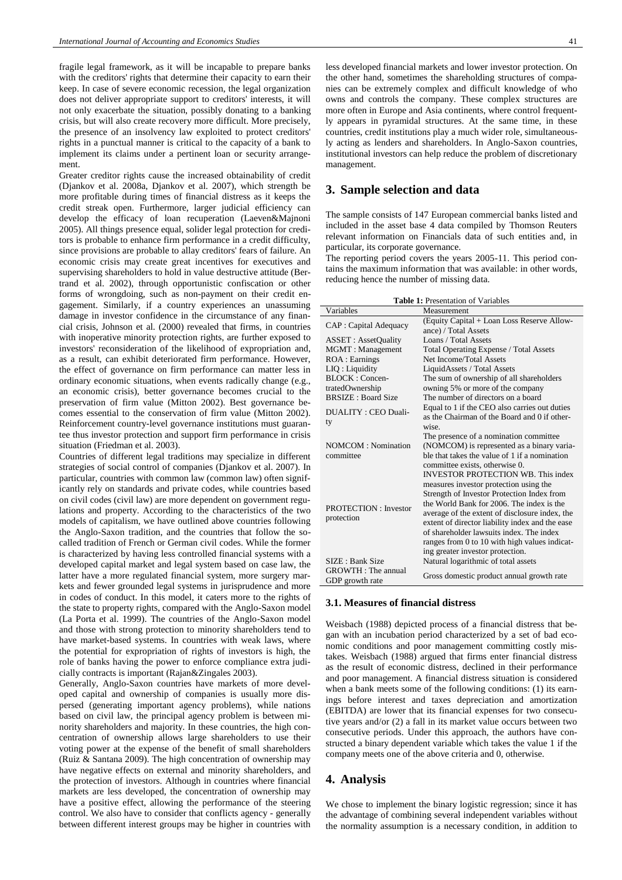fragile legal framework, as it will be incapable to prepare banks with the creditors' rights that determine their capacity to earn their keep. In case of severe economic recession, the legal organization does not deliver appropriate support to creditors' interests, it will not only exacerbate the situation, possibly donating to a banking crisis, but will also create recovery more difficult. More precisely, the presence of an insolvency law exploited to protect creditors' rights in a punctual manner is critical to the capacity of a bank to implement its claims under a pertinent loan or security arrangement.

Greater creditor rights cause the increased obtainability of credit (Djankov et al. 2008a, Djankov et al. 2007), which strength be more profitable during times of financial distress as it keeps the credit streak open. Furthermore, larger judicial efficiency can develop the efficacy of loan recuperation (Laeven&Majnoni 2005). All things presence equal, solider legal protection for creditors is probable to enhance firm performance in a credit difficulty, since provisions are probable to allay creditors' fears of failure. An economic crisis may create great incentives for executives and supervising shareholders to hold in value destructive attitude (Bertrand et al. 2002), through opportunistic confiscation or other forms of wrongdoing, such as non-payment on their credit engagement. Similarly, if a country experiences an unassuming damage in investor confidence in the circumstance of any financial crisis, Johnson et al. (2000) revealed that firms, in countries with inoperative minority protection rights, are further exposed to investors' reconsideration of the likelihood of expropriation and, as a result, can exhibit deteriorated firm performance. However, the effect of governance on firm performance can matter less in ordinary economic situations, when events radically change (e.g., an economic crisis), better governance becomes crucial to the preservation of firm value (Mitton 2002). Best governance becomes essential to the conservation of firm value (Mitton 2002). Reinforcement country-level governance institutions must guarantee thus investor protection and support firm performance in crisis situation (Friedman et al. 2003).

Countries of different legal traditions may specialize in different strategies of social control of companies (Djankov et al. 2007). In particular, countries with common law (common law) often significantly rely on standards and private codes, while countries based on civil codes (civil law) are more dependent on government regulations and property. According to the characteristics of the two models of capitalism, we have outlined above countries following the Anglo-Saxon tradition, and the countries that follow the so-called tradition of French or German civil codes. While the former is characterized by having less controlled financial systems with a developed capital market and legal system based on case law, the latter have a more regulated financial system, more surgery markets and fewer grounded legal systems in jurisprudence and more in codes of conduct. In this model, it caters more to the rights of the state to property rights, compared with the Anglo-Saxon model (La Porta et al. 1999). The countries of the Anglo-Saxon model and those with strong protection to minority shareholders tend to have market-based systems. In countries with weak laws, where the potential for expropriation of rights of investors is high, the role of banks having the power to enforce compliance extra judicially contracts is important (Rajan&Zingales 2003).

Generally, Anglo-Saxon countries have markets of more developed capital and ownership of companies is usually more dispersed (generating important agency problems), while nations based on civil law, the principal agency problem is between minority shareholders and majority. In these countries, the high concentration of ownership allows large shareholders to use their voting power at the expense of the benefit of small shareholders (Ruiz & Santana 2009). The high concentration of ownership may have negative effects on external and minority shareholders, and the protection of investors. Although in countries where financial markets are less developed, the concentration of ownership may have a positive effect, allowing the performance of the steering control. We also have to consider that conflicts agency - generally between different interest groups may be higher in countries with less developed financial markets and lower investor protection. On the other hand, sometimes the shareholding structures of companies can be extremely complex and difficult knowledge of who owns and controls the company. These complex structures are more often in Europe and Asia continents, where control frequently appears in pyramidal structures. At the same time, in these countries, credit institutions play a much wider role, simultaneously acting as lenders and shareholders. In Anglo-Saxon countries, institutional investors can help reduce the problem of discretionary management.

## 3. Sample selection and data

The sample consists of 147 European commercial banks listed and included in the asset base 4 data compiled by Thomson Reuters relevant information on Financials data of such entities and, in particular, its corporate governance.

The reporting period covers the years 2005-11. This period contains the maximum information that was available: in other words, reducing hence the number of missing data.

**Table 1:** Presentation of Variables

| Variables | Measurement |
|---|---|
| CAP : Capital Adequacy | (Equity Capital + Loan Loss Reserve Allowance) / Total Assets |
| ASSET : AssetQuality | Loans / Total Assets |
| MGMT : Management | Total Operating Expense / Total Assets |
| ROA : Earnings | Net Income/Total Assets |
| LIQ : Liquidity | LiquidAssets / Total Assets |
| BLOCK : ConcentratedOwnership | The sum of ownership of all shareholders owning 5% or more of the company |
| BRSIZE : Board Size | The number of directors on a board |
| DUALITY : CEO Duality | Equal to 1 if the CEO also carries out duties as the Chairman of the Board and 0 if otherwise. |
| NOMCOM : Nomination committee | The presence of a nomination committee (NOMCOM) is represented as a binary variable that takes the value of 1 if a nomination committee exists, otherwise 0. |
| PROTECTION : Investor protection | INVESTOR PROTECTION WB. This index measures investor protection using the Strength of Investor Protection Index from the World Bank for 2006. The index is the average of the extent of disclosure index, the extent of director liability index and the ease of shareholder lawsuits index. The index ranges from 0 to 10 with high values indicating greater investor protection. |
| SIZE : Bank Size | Natural logarithmic of total assets |
| GROWTH : The annual GDP growth rate | Gross domestic product annual growth rate |

### 3.1. Measures of financial distress

Weisbach (1988) depicted process of a financial distress that began with an incubation period characterized by a set of bad economic conditions and poor management committing costly mistakes. Weisbach (1988) argued that firms enter financial distress as the result of economic distress, declined in their performance and poor management. A financial distress situation is considered when a bank meets some of the following conditions: (1) its earnings before interest and taxes depreciation and amortization (EBITDA) are lower that its financial expenses for two consecutive years and/or (2) a fall in its market value occurs between two consecutive periods. Under this approach, the authors have constructed a binary dependent variable which takes the value 1 if the company meets one of the above criteria and 0, otherwise.

## 4. Analysis

We chose to implement the binary logistic regression; since it has the advantage of combining several independent variables without the normality assumption is a necessary condition, in addition to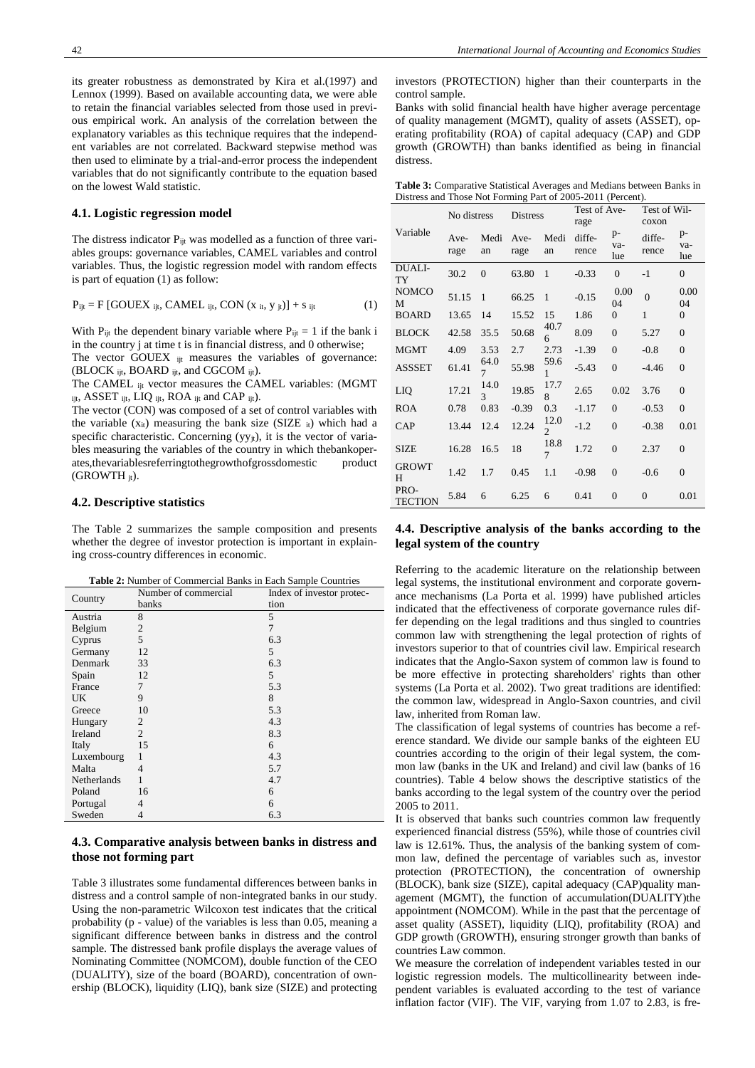its greater robustness as demonstrated by Kira et al.(1997) and Lennox (1999). Based on available accounting data, we were able to retain the financial variables selected from those used in previous empirical work. An analysis of the correlation between the explanatory variables as this technique requires that the independent variables are not correlated. Backward stepwise method was then used to eliminate by a trial-and-error process the independent variables that do not significantly contribute to the equation based on the lowest Wald statistic.

### 4.1. Logistic regression model

The distress indicator $P_{ijt}$ was modelled as a function of three variables groups: governance variables, CAMEL variables and control variables. Thus, the logistic regression model with random effects is part of equation (1) as follow:

$$P_{ijt} = F\,[\text{GOUEX}_{ijt},\ \text{CAMEL}_{ijt},\ \text{CON}\,(x_{it},\ y_{jt})] + s_{ijt} \qquad (1)$$

With $P_{ijt}$ the dependent binary variable where $P_{ijt} = 1$ if the bank i in the country j at time t is in financial distress, and 0 otherwise;

The vector GOUEX $_{ijt}$ measures the variables of governance: (BLOCK $_{ijt}$, BOARD $_{ijt}$, and CGCOM $_{ijt}$).

The CAMEL $_{ijt}$ vector measures the CAMEL variables: (MGMT $_{ijt}$, ASSET $_{ijt}$, LIQ $_{ijt}$, ROA $_{ijt}$ and CAP $_{ijt}$).

The vector (CON) was composed of a set of control variables with the variable ($x_{it}$) measuring the bank size (SIZE $_{it}$) which had a specific characteristic. Concerning ($yy_{jt}$), it is the vector of variables measuring the variables of the country in which thebankoperates,thevariablesreferringtothegrowthofgrossdomestic product (GROWTH $_{jt}$).

### 4.2. Descriptive statistics

The Table 2 summarizes the sample composition and presents whether the degree of investor protection is important in explaining cross-country differences in economic.

**Table 2:** Number of Commercial Banks in Each Sample Countries

| Country | Number of commercial banks | Index of investor protection |
|---|---|---|
| Austria | 8 | 5 |
| Belgium | 2 | 7 |
| Cyprus | 5 | 6.3 |
| Germany | 12 | 5 |
| Denmark | 33 | 6.3 |
| Spain | 12 | 5 |
| France | 7 | 5.3 |
| UK | 9 | 8 |
| Greece | 10 | 5.3 |
| Hungary | 2 | 4.3 |
| Ireland | 2 | 8.3 |
| Italy | 15 | 6 |
| Luxembourg | 1 | 4.3 |
| Malta | 4 | 5.7 |
| Netherlands | 1 | 4.7 |
| Poland | 16 | 6 |
| Portugal | 4 | 6 |
| Sweden | 4 | 6.3 |

### 4.3. Comparative analysis between banks in distress and those not forming part

Table 3 illustrates some fundamental differences between banks in distress and a control sample of non-integrated banks in our study. Using the non-parametric Wilcoxon test indicates that the critical probability (p - value) of the variables is less than 0.05, meaning a significant difference between banks in distress and the control sample. The distressed bank profile displays the average values of Nominating Committee (NOMCOM), double function of the CEO (DUALITY), size of the board (BOARD), concentration of ownership (BLOCK), liquidity (LIQ), bank size (SIZE) and protecting investors (PROTECTION) higher than their counterparts in the control sample.

Banks with solid financial health have higher average percentage of quality management (MGMT), quality of assets (ASSET), operating profitability (ROA) of capital adequacy (CAP) and GDP growth (GROWTH) than banks identified as being in financial distress.

**Table 3:** Comparative Statistical Averages and Medians between Banks in Distress and Those Not Forming Part of 2005-2011 (Percent).

| Variable | No distress | | Distress | | Test of Average | | Test of Wilcoxon | |
|---|---|---|---|---|---|---|---|---|
| | Average | Median | Average | Median | difference | p-value | difference | p-value |
| DUALITY | 30.2 | 0 | 63.80 | 1 | -0.33 | 0 | -1 | 0 |
| NOMCOM | 51.15 | 1 | 66.25 | 1 | -0.15 | 0.0004 | 0 | 0.0004 |
| BOARD | 13.65 | 14 | 15.52 | 15 | 1.86 | 0 | 1 | 0 |
| BLOCK | 42.58 | 35.5 | 50.68 | 40.76 | 8.09 | 0 | 5.27 | 0 |
| MGMT | 4.09 | 3.53 | 2.7 | 2.73 | -1.39 | 0 | -0.8 | 0 |
| ASSSET | 61.41 | 64.07 | 55.98 | 59.61 | -5.43 | 0 | -4.46 | 0 |
| LIQ | 17.21 | 14.03 | 19.85 | 17.78 | 2.65 | 0.02 | 3.76 | 0 |
| ROA | 0.78 | 0.83 | -0.39 | 0.3 | -1.17 | 0 | -0.53 | 0 |
| CAP | 13.44 | 12.4 | 12.24 | 12.02 | -1.2 | 0 | -0.38 | 0.01 |
| SIZE | 16.28 | 16.5 | 18 | 18.87 | 1.72 | 0 | 2.37 | 0 |
| GROWTH | 1.42 | 1.7 | 0.45 | 1.1 | -0.98 | 0 | -0.6 | 0 |
| PROTECTION | 5.84 | 6 | 6.25 | 6 | 0.41 | 0 | 0 | 0.01 |

### 4.4. Descriptive analysis of the banks according to the legal system of the country

Referring to the academic literature on the relationship between legal systems, the institutional environment and corporate governance mechanisms (La Porta et al. 1999) have published articles indicated that the effectiveness of corporate governance rules differ depending on the legal traditions and thus singled to countries common law with strengthening the legal protection of rights of investors superior to that of countries civil law. Empirical research indicates that the Anglo-Saxon system of common law is found to be more effective in protecting shareholders' rights than other systems (La Porta et al. 2002). Two great traditions are identified: the common law, widespread in Anglo-Saxon countries, and civil law, inherited from Roman law.

The classification of legal systems of countries has become a reference standard. We divide our sample banks of the eighteen EU countries according to the origin of their legal system, the common law (banks in the UK and Ireland) and civil law (banks of 16 countries). Table 4 below shows the descriptive statistics of the banks according to the legal system of the country over the period 2005 to 2011.

It is observed that banks such countries common law frequently experienced financial distress (55%), while those of countries civil law is 12.61%. Thus, the analysis of the banking system of common law, defined the percentage of variables such as, investor protection (PROTECTION), the concentration of ownership (BLOCK), bank size (SIZE), capital adequacy (CAP)quality management (MGMT), the function of accumulation(DUALITY)the appointment (NOMCOM). While in the past that the percentage of asset quality (ASSET), liquidity (LIQ), profitability (ROA) and GDP growth (GROWTH), ensuring stronger growth than banks of countries Law common.

We measure the correlation of independent variables tested in our logistic regression models. The multicollinearity between independent variables is evaluated according to the test of variance inflation factor (VIF). The VIF, varying from 1.07 to 2.83, is fre-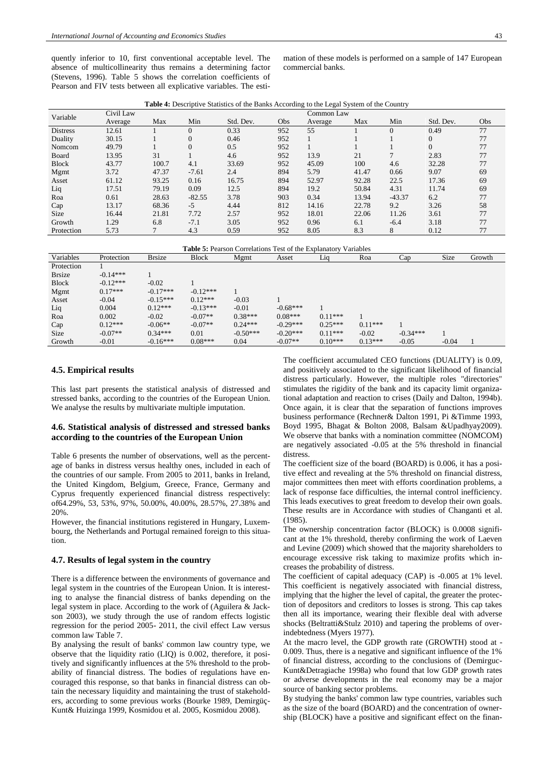quently inferior to 10, first conventional acceptable level. The absence of multicollinearity thus remains a determining factor (Stevens, 1996). Table 5 shows the correlation coefficients of Pearson and FIV tests between all explicative variables. The estimation of these models is performed on a sample of 147 European commercial banks.

**Table 4:** Descriptive Statistics of the Banks According to the Legal System of the Country

| Variable | Civil Law | | | | | Common Law | | | | |
|---|---|---|---|---|---|---|---|---|---|---|
| | Average | Max | Min | Std. Dev. | Obs | Average | Max | Min | Std. Dev. | Obs |
| Distress | 12.61 | 1 | 0 | 0.33 | 952 | 55 | 1 | 0 | 0.49 | 77 |
| Duality | 30.15 | 1 | 0 | 0.46 | 952 | 1 | 1 | 1 | 0 | 77 |
| Nomcom | 49.79 | 1 | 0 | 0.5 | 952 | 1 | 1 | 1 | 0 | 77 |
| Board | 13.95 | 31 | 1 | 4.6 | 952 | 13.9 | 21 | 7 | 2.83 | 77 |
| Block | 43.77 | 100.7 | 4.1 | 33.69 | 952 | 45.09 | 100 | 4.6 | 32.28 | 77 |
| Mgmt | 3.72 | 47.37 | -7.61 | 2.4 | 894 | 5.79 | 41.47 | 0.66 | 9.07 | 69 |
| Asset | 61.12 | 93.25 | 0.16 | 16.75 | 894 | 52.97 | 92.28 | 22.5 | 17.36 | 69 |
| Liq | 17.51 | 79.19 | 0.09 | 12.5 | 894 | 19.2 | 50.84 | 4.31 | 11.74 | 69 |
| Roa | 0.61 | 28.63 | -82.55 | 3.78 | 903 | 0.34 | 13.94 | -43.37 | 6.2 | 77 |
| Cap | 13.17 | 68.36 | -5 | 4.44 | 812 | 14.16 | 22.78 | 9.2 | 3.26 | 58 |
| Size | 16.44 | 21.81 | 7.72 | 2.57 | 952 | 18.01 | 22.06 | 11.26 | 3.61 | 77 |
| Growth | 1.29 | 6.8 | -7.1 | 3.05 | 952 | 0.96 | 6.1 | -6.4 | 3.18 | 77 |
| Protection | 5.73 | 7 | 4.3 | 0.59 | 952 | 8.05 | 8.3 | 8 | 0.12 | 77 |

**Table 5:** Pearson Correlations Test of the Explanatory Variables

| Variables | Protection | Brsize | Block | Mgmt | Asset | Liq | Roa | Cap | Size | Growth |
|---|---|---|---|---|---|---|---|---|---|---|
| Protection | 1 | | | | | | | | | |
| Brsize | -0.14*** | 1 | | | | | | | | |
| Block | -0.12*** | -0.02 | 1 | | | | | | | |
| Mgmt | 0.17*** | -0.17*** | -0.12*** | 1 | | | | | | |
| Asset | -0.04 | -0.15*** | 0.12*** | -0.03 | 1 | | | | | |
| Liq | 0.004 | 0.12*** | -0.13*** | -0.01 | -0.68*** | 1 | | | | |
| Roa | 0.002 | -0.02 | -0.07** | 0.38*** | 0.08*** | 0.11*** | 1 | | | |
| Cap | 0.12*** | -0.06** | -0.07** | 0.24*** | -0.29*** | 0.25*** | 0.11*** | 1 | | |
| Size | -0.07** | 0.34*** | 0.01 | -0.50*** | -0.20*** | 0.11*** | -0.02 | -0.34*** | 1 | |
| Growth | -0.01 | -0.16*** | 0.08*** | 0.04 | -0.07** | 0.10*** | 0.13*** | -0.05 | -0.04 | 1 |

### 4.5. Empirical results

This last part presents the statistical analysis of distressed and stressed banks, according to the countries of the European Union. We analyse the results by multivariate multiple imputation.

### 4.6. Statistical analysis of distressed and stressed banks according to the countries of the European Union

Table 6 presents the number of observations, as well as the percentage of banks in distress versus healthy ones, included in each of the countries of our sample. From 2005 to 2011, banks in Ireland, the United Kingdom, Belgium, Greece, France, Germany and Cyprus frequently experienced financial distress respectively: of64.29%, 53, 53%, 97%, 50.00%, 40.00%, 28.57%, 27.38% and 20%.

However, the financial institutions registered in Hungary, Luxembourg, the Netherlands and Portugal remained foreign to this situation.

### 4.7. Results of legal system in the country

There is a difference between the environments of governance and legal system in the countries of the European Union. It is interesting to analyse the financial distress of banks depending on the legal system in place. According to the work of (Aguilera & Jackson 2003), we study through the use of random effects logistic regression for the period 2005- 2011, the civil effect Law versus common law Table 7.

By analysing the result of banks' common law country type, we observe that the liquidity ratio (LIQ) is 0.002, therefore, it positively and significantly influences at the 5% threshold to the probability of financial distress. The bodies of regulations have encouraged this response, so that banks in financial distress can obtain the necessary liquidity and maintaining the trust of stakeholders, according to some previous works (Bourke 1989, Demirgüç-Kunt& Huizinga 1999, Kosmidou et al. 2005, Kosmidou 2008).

The coefficient accumulated CEO functions (DUALITY) is 0.09, and positively associated to the significant likelihood of financial distress particularly. However, the multiple roles "directories" stimulates the rigidity of the bank and its capacity limit organizational adaptation and reaction to crises (Daily and Dalton, 1994b). Once again, it is clear that the separation of functions improves business performance (Rechner& Dalton 1991, Pi &Timme 1993, Boyd 1995, Bhagat & Bolton 2008, Balsam &Upadhyay2009). We observe that banks with a nomination committee (NOMCOM) are negatively associated -0.05 at the 5% threshold in financial distress.

The coefficient size of the board (BOARD) is 0.006, it has a positive effect and revealing at the 5% threshold on financial distress, major committees then meet with efforts coordination problems, a lack of response face difficulties, the internal control inefficiency. This leads executives to great freedom to develop their own goals. These results are in Accordance with studies of Changanti et al. (1985).

The ownership concentration factor (BLOCK) is 0.0008 significant at the 1% threshold, thereby confirming the work of Laeven and Levine (2009) which showed that the majority shareholders to encourage excessive risk taking to maximize profits which increases the probability of distress.

The coefficient of capital adequacy (CAP) is -0.005 at 1% level. This coefficient is negatively associated with financial distress, implying that the higher the level of capital, the greater the protection of depositors and creditors to losses is strong. This cap takes then all its importance, wearing their flexible deal with adverse shocks (Beltratti&Stulz 2010) and tapering the problems of over-indebtedness (Myers 1977).

At the macro level, the GDP growth rate (GROWTH) stood at -0.009. Thus, there is a negative and significant influence of the 1% of financial distress, according to the conclusions of (Demirguc-Kunt&Detragiache 1998a) who found that low GDP growth rates or adverse developments in the real economy may be a major source of banking sector problems.

By studying the banks' common law type countries, variables such as the size of the board (BOARD) and the concentration of ownership (BLOCK) have a positive and significant effect on the finan-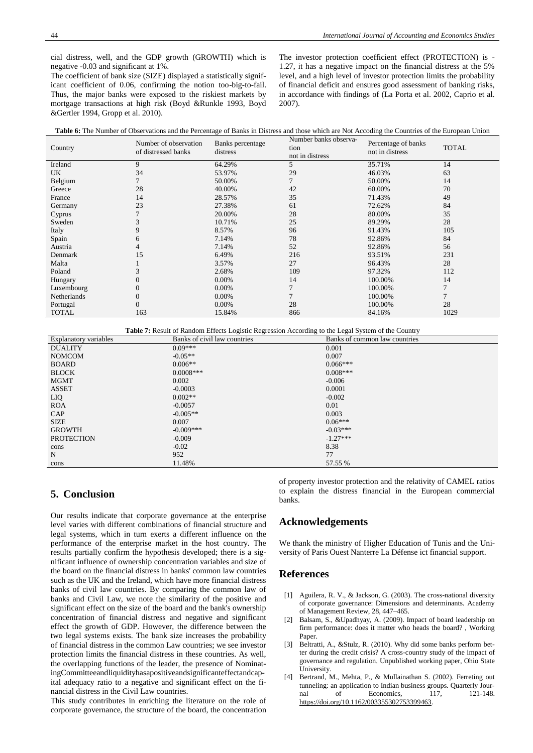cial distress, well, and the GDP growth (GROWTH) which is negative -0.03 and significant at 1%.

The coefficient of bank size (SIZE) displayed a statistically significant coefficient of 0.06, confirming the notion too-big-to-fail. Thus, the major banks were exposed to the riskiest markets by mortgage transactions at high risk (Boyd &Runkle 1993, Boyd &Gertler 1994, Gropp et al. 2010).

The investor protection coefficient effect (PROTECTION) is -1.27, it has a negative impact on the financial distress at the 5% level, and a high level of investor protection limits the probability of financial deficit and ensures good assessment of banking risks, in accordance with findings of (La Porta et al. 2002, Caprio et al. 2007).

**Table 6:** The Number of Observations and the Percentage of Banks in Distress and those which are Not Accoding the Countries of the European Union

| Country | Number of observation of distressed banks | Banks percentage distress | Number banks observation not in distress | Percentage of banks not in distress | TOTAL |
|---|---|---|---|---|---|
| Ireland | 9 | 64.29% | 5 | 35.71% | 14 |
| UK | 34 | 53.97% | 29 | 46.03% | 63 |
| Belgium | 7 | 50.00% | 7 | 50.00% | 14 |
| Greece | 28 | 40.00% | 42 | 60.00% | 70 |
| France | 14 | 28.57% | 35 | 71.43% | 49 |
| Germany | 23 | 27.38% | 61 | 72.62% | 84 |
| Cyprus | 7 | 20.00% | 28 | 80.00% | 35 |
| Sweden | 3 | 10.71% | 25 | 89.29% | 28 |
| Italy | 9 | 8.57% | 96 | 91.43% | 105 |
| Spain | 6 | 7.14% | 78 | 92.86% | 84 |
| Austria | 4 | 7.14% | 52 | 92.86% | 56 |
| Denmark | 15 | 6.49% | 216 | 93.51% | 231 |
| Malta | 1 | 3.57% | 27 | 96.43% | 28 |
| Poland | 3 | 2.68% | 109 | 97.32% | 112 |
| Hungary | 0 | 0.00% | 14 | 100.00% | 14 |
| Luxembourg | 0 | 0.00% | 7 | 100.00% | 7 |
| Netherlands | 0 | 0.00% | 7 | 100.00% | 7 |
| Portugal | 0 | 0.00% | 28 | 100.00% | 28 |
| TOTAL | 163 | 15.84% | 866 | 84.16% | 1029 |

**Table 7:** Result of Random Effects Logistic Regression According to the Legal System of the Country

| Explanatory variables | Banks of civil law countries | Banks of common law countries |
|---|---|---|
| DUALITY | 0.09*** | 0.001 |
| NOMCOM | -0.05** | 0.007 |
| BOARD | 0.006** | 0.066*** |
| BLOCK | 0.0008*** | 0.008*** |
| MGMT | 0.002 | -0.006 |
| ASSET | -0.0003 | 0.0001 |
| LIQ | 0.002** | -0.002 |
| ROA | -0.0057 | 0.01 |
| CAP | -0.005** | 0.003 |
| SIZE | 0.007 | 0.06*** |
| GROWTH | -0.009*** | -0.03*** |
| PROTECTION | -0.009 | -1.27*** |
| cons | -0.02 | 8.38 |
| N | 952 | 77 |
| cons | 11.48% | 57.55 % |

## 5. Conclusion

Our results indicate that corporate governance at the enterprise level varies with different combinations of financial structure and legal systems, which in turn exerts a different influence on the performance of the enterprise market in the host country. The results partially confirm the hypothesis developed; there is a significant influence of ownership concentration variables and size of the board on the financial distress in banks' common law countries such as the UK and the Ireland, which have more financial distress banks of civil law countries. By comparing the common law of banks and Civil Law, we note the similarity of the positive and significant effect on the size of the board and the bank's ownership concentration of financial distress and negative and significant effect the growth of GDP. However, the difference between the two legal systems exists. The bank size increases the probability of financial distress in the common Law countries; we see investor protection limits the financial distress in these countries. As well, the overlapping functions of the leader, the presence of NominatingCommitteeandliquidityhasapositiveandsignificanteffectandcapital adequacy ratio to a negative and significant effect on the financial distress in the Civil Law countries.

This study contributes in enriching the literature on the role of corporate governance, the structure of the board, the concentration of property investor protection and the relativity of CAMEL ratios to explain the distress financial in the European commercial banks.

## Acknowledgements

We thank the ministry of Higher Education of Tunis and the University of Paris Ouest Nanterre La Défense ict financial support.

## References

[1] Aguilera, R. V., & Jackson, G. (2003). The cross-national diversity of corporate governance: Dimensions and determinants. Academy of Management Review, 28, 447–465.

[2] Balsam, S., &Upadhyay, A. (2009). Impact of board leadership on firm performance: does it matter who heads the board? , Working Paper.

[3] Beltratti, A., &Stulz, R. (2010). Why did some banks perform better during the credit crisis? A cross-country study of the impact of governance and regulation. Unpublished working paper, Ohio State University.

[4] Bertrand, M., Mehta, P., & Mullainathan S. (2002). Ferreting out tunneling: an application to Indian business groups. Quarterly Journal of Economics, 117, 121-148. https://doi.org/10.1162/003355302753399463.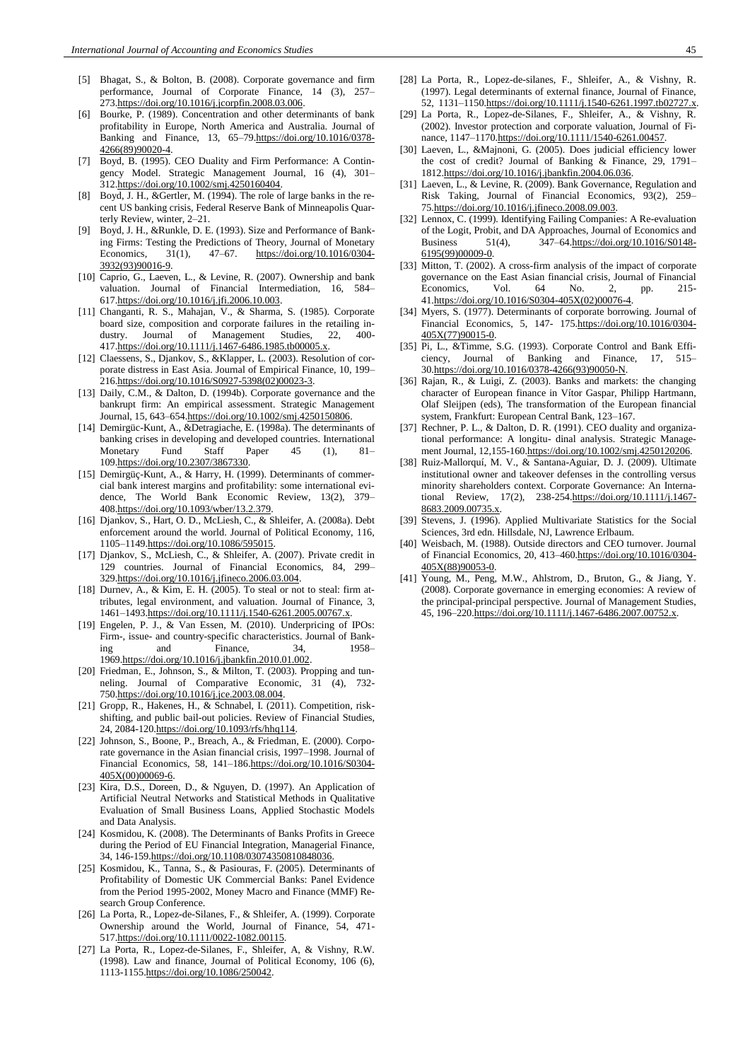[5] Bhagat, S., & Bolton, B. (2008). Corporate governance and firm performance, Journal of Corporate Finance, 14 (3), 257–273.https://doi.org/10.1016/j.jcorpfin.2008.03.006.

[6] Bourke, P. (1989). Concentration and other determinants of bank profitability in Europe, North America and Australia. Journal of Banking and Finance, 13, 65–79.https://doi.org/10.1016/0378-4266(89)90020-4.

[7] Boyd, B. (1995). CEO Duality and Firm Performance: A Contingency Model. Strategic Management Journal, 16 (4), 301–312.https://doi.org/10.1002/smj.4250160404.

[8] Boyd, J. H., &Gertler, M. (1994). The role of large banks in the recent US banking crisis, Federal Reserve Bank of Minneapolis Quarterly Review, winter, 2–21.

[9] Boyd, J. H., &Runkle, D. E. (1993). Size and Performance of Banking Firms: Testing the Predictions of Theory, Journal of Monetary Economics, 31(1), 47–67. https://doi.org/10.1016/0304-3932(93)90016-9.

[10] Caprio, G., Laeven, L., & Levine, R. (2007). Ownership and bank valuation. Journal of Financial Intermediation, 16, 584–617.https://doi.org/10.1016/j.jfi.2006.10.003.

[11] Changanti, R. S., Mahajan, V., & Sharma, S. (1985). Corporate board size, composition and corporate failures in the retailing industry. Journal of Management Studies, 22, 400-417.https://doi.org/10.1111/j.1467-6486.1985.tb00005.x.

[12] Claessens, S., Djankov, S., &Klapper, L. (2003). Resolution of corporate distress in East Asia. Journal of Empirical Finance, 10, 199–216.https://doi.org/10.1016/S0927-5398(02)00023-3.

[13] Daily, C.M., & Dalton, D. (1994b). Corporate governance and the bankrupt firm: An empirical assessment. Strategic Management Journal, 15, 643–654.https://doi.org/10.1002/smj.4250150806.

[14] Demirgüc-Kunt, A., &Detragiache, E. (1998a). The determinants of banking crises in developing and developed countries. International Monetary Fund Staff Paper 45 (1), 81–109.https://doi.org/10.2307/3867330.

[15] Demirgüç-Kunt, A., & Harry, H. (1999). Determinants of commercial bank interest margins and profitability: some international evidence, The World Bank Economic Review, 13(2), 379–408.https://doi.org/10.1093/wber/13.2.379.

[16] Djankov, S., Hart, O. D., McLiesh, C., & Shleifer, A. (2008a). Debt enforcement around the world. Journal of Political Economy, 116, 1105–1149.https://doi.org/10.1086/595015.

[17] Djankov, S., McLiesh, C., & Shleifer, A. (2007). Private credit in 129 countries. Journal of Financial Economics, 84, 299–329.https://doi.org/10.1016/j.jfineco.2006.03.004.

[18] Durnev, A., & Kim, E. H. (2005). To steal or not to steal: firm attributes, legal environment, and valuation. Journal of Finance, 3, 1461–1493.https://doi.org/10.1111/j.1540-6261.2005.00767.x.

[19] Engelen, P. J., & Van Essen, M. (2010). Underpricing of IPOs: Firm-, issue- and country-specific characteristics. Journal of Banking and Finance, 34, 1958–1969.https://doi.org/10.1016/j.jbankfin.2010.01.002.

[20] Friedman, E., Johnson, S., & Milton, T. (2003). Propping and tunneling. Journal of Comparative Economic, 31 (4), 732-750.https://doi.org/10.1016/j.jce.2003.08.004.

[21] Gropp, R., Hakenes, H., & Schnabel, I. (2011). Competition, risk-shifting, and public bail-out policies. Review of Financial Studies, 24, 2084-120.https://doi.org/10.1093/rfs/hhq114.

[22] Johnson, S., Boone, P., Breach, A., & Friedman, E. (2000). Corporate governance in the Asian financial crisis, 1997–1998. Journal of Financial Economics, 58, 141–186.https://doi.org/10.1016/S0304-405X(00)00069-6.

[23] Kira, D.S., Doreen, D., & Nguyen, D. (1997). An Application of Artificial Neutral Networks and Statistical Methods in Qualitative Evaluation of Small Business Loans, Applied Stochastic Models and Data Analysis.

[24] Kosmidou, K. (2008). The Determinants of Banks Profits in Greece during the Period of EU Financial Integration, Managerial Finance, 34, 146-159.https://doi.org/10.1108/03074350810848036.

[25] Kosmidou, K., Tanna, S., & Pasiouras, F. (2005). Determinants of Profitability of Domestic UK Commercial Banks: Panel Evidence from the Period 1995-2002, Money Macro and Finance (MMF) Research Group Conference.

[26] La Porta, R., Lopez-de-Silanes, F., & Shleifer, A. (1999). Corporate Ownership around the World, Journal of Finance, 54, 471-517.https://doi.org/10.1111/0022-1082.00115.

[27] La Porta, R., Lopez-de-Silanes, F., Shleifer, A, & Vishny, R.W. (1998). Law and finance, Journal of Political Economy, 106 (6), 1113-1155.https://doi.org/10.1086/250042.

[28] La Porta, R., Lopez-de-silanes, F., Shleifer, A., & Vishny, R. (1997). Legal determinants of external finance, Journal of Finance, 52, 1131–1150.https://doi.org/10.1111/j.1540-6261.1997.tb02727.x.

[29] La Porta, R., Lopez-de-Silanes, F., Shleifer, A., & Vishny, R. (2002). Investor protection and corporate valuation, Journal of Finance, 1147–1170.https://doi.org/10.1111/1540-6261.00457.

[30] Laeven, L., &Majnoni, G. (2005). Does judicial efficiency lower the cost of credit? Journal of Banking & Finance, 29, 1791–1812.https://doi.org/10.1016/j.jbankfin.2004.06.036.

[31] Laeven, L., & Levine, R. (2009). Bank Governance, Regulation and Risk Taking, Journal of Financial Economics, 93(2), 259–75.https://doi.org/10.1016/j.jfineco.2008.09.003.

[32] Lennox, C. (1999). Identifying Failing Companies: A Re-evaluation of the Logit, Probit, and DA Approaches, Journal of Economics and Business 51(4), 347–64.https://doi.org/10.1016/S0148-6195(99)00009-0.

[33] Mitton, T. (2002). A cross-firm analysis of the impact of corporate governance on the East Asian financial crisis, Journal of Financial Economics, Vol. 64 No. 2, pp. 215-41.https://doi.org/10.1016/S0304-405X(02)00076-4.

[34] Myers, S. (1977). Determinants of corporate borrowing. Journal of Financial Economics, 5, 147- 175.https://doi.org/10.1016/0304-405X(77)90015-0.

[35] Pi, L., &Timme, S.G. (1993). Corporate Control and Bank Efficiency, Journal of Banking and Finance, 17, 515–30.https://doi.org/10.1016/0378-4266(93)90050-N.

[36] Rajan, R., & Luigi, Z. (2003). Banks and markets: the changing character of European finance in Vítor Gaspar, Philipp Hartmann, Olaf Sleijpen (eds), The transformation of the European financial system, Frankfurt: European Central Bank, 123–167.

[37] Rechner, P. L., & Dalton, D. R. (1991). CEO duality and organizational performance: A longitu- dinal analysis. Strategic Management Journal, 12,155-160.https://doi.org/10.1002/smj.4250120206.

[38] Ruiz-Mallorquí, M. V., & Santana-Aguiar, D. J. (2009). Ultimate institutional owner and takeover defenses in the controlling versus minority shareholders context. Corporate Governance: An International Review, 17(2), 238-254.https://doi.org/10.1111/j.1467-8683.2009.00735.x.

[39] Stevens, J. (1996). Applied Multivariate Statistics for the Social Sciences, 3rd edn. Hillsdale, NJ, Lawrence Erlbaum.

[40] Weisbach, M. (1988). Outside directors and CEO turnover. Journal of Financial Economics, 20, 413–460.https://doi.org/10.1016/0304-405X(88)90053-0.

[41] Young, M., Peng, M.W., Ahlstrom, D., Bruton, G., & Jiang, Y. (2008). Corporate governance in emerging economies: A review of the principal-principal perspective. Journal of Management Studies, 45, 196–220.https://doi.org/10.1111/j.1467-6486.2007.00752.x.